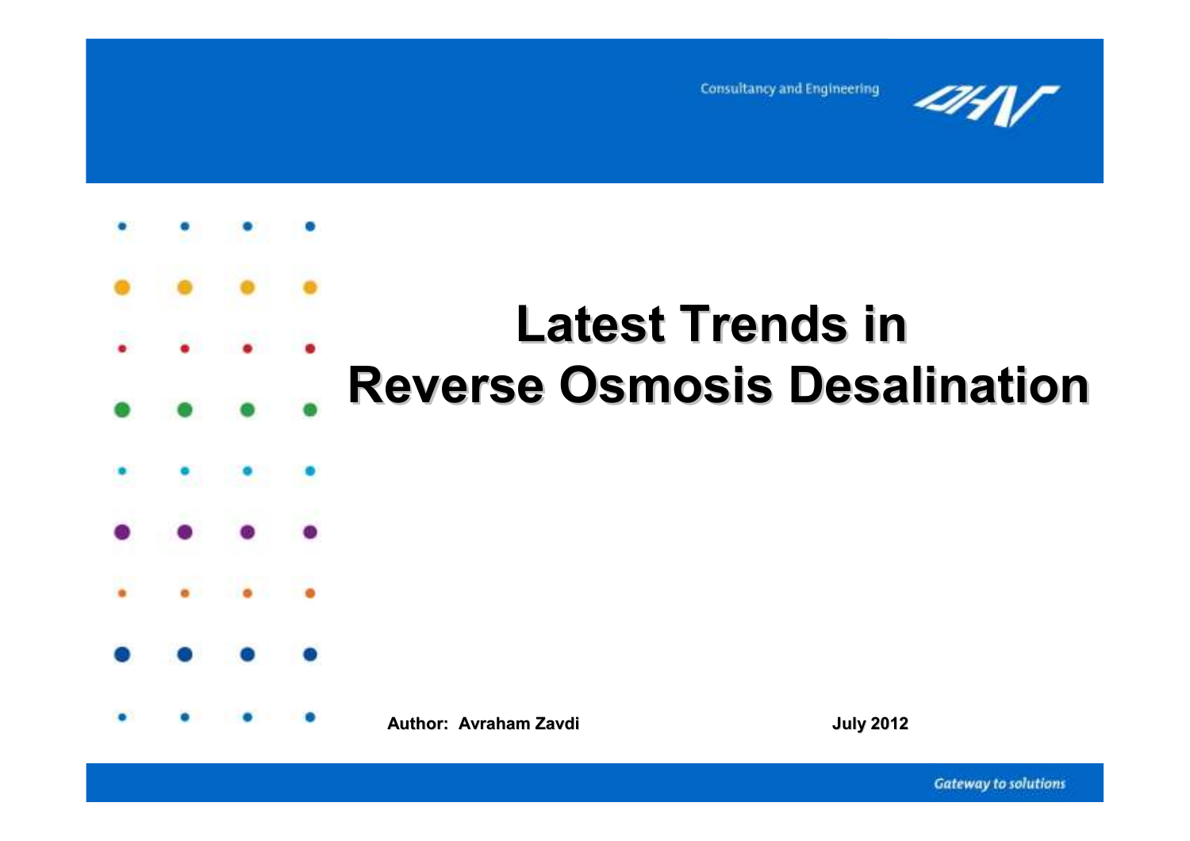Consultancy and Engineering

# Latest Trends in Reverse Osmosis Desalination

**Author: Avraham Zavdi**

**July 2012**

*Gateway to solutions*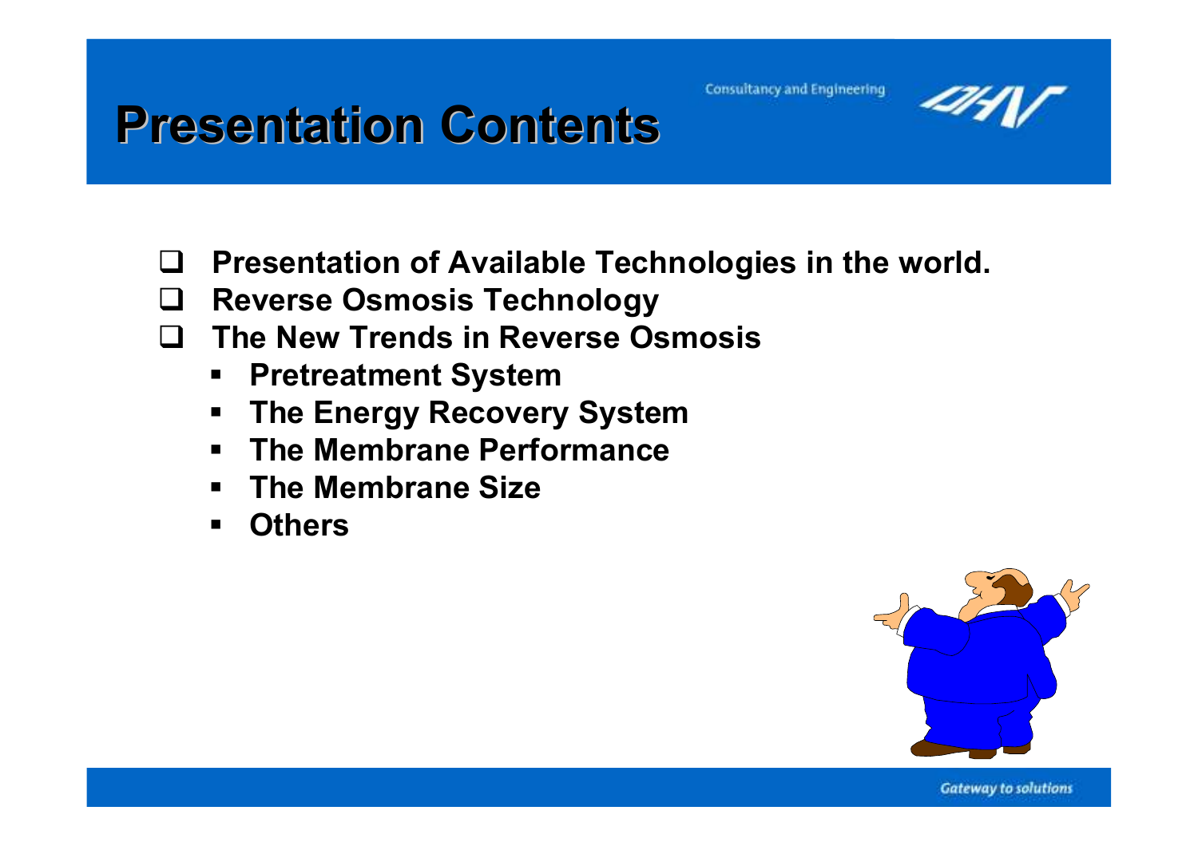# Presentation Contents

- Presentation of Available Technologies in the world.
- Reverse Osmosis Technology
- The New Trends in Reverse Osmosis
  - Pretreatment System
  - The Energy Recovery System
  - The Membrane Performance
  - The Membrane Size
  - Others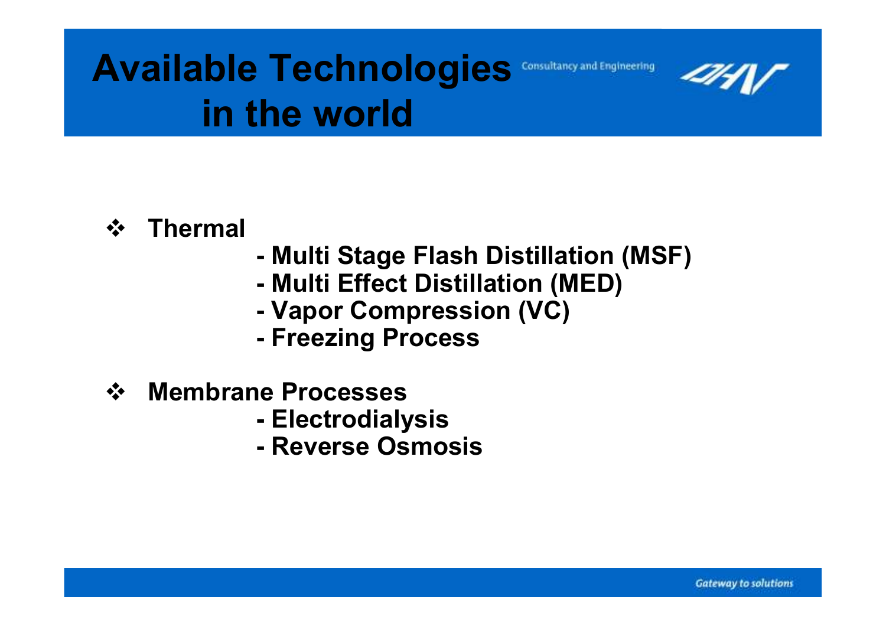# Available Technologies in the world

- **Thermal**
  - Multi Stage Flash Distillation (MSF)
  - Multi Effect Distillation (MED)
  - Vapor Compression (VC)
  - Freezing Process
- **Membrane Processes**
  - Electrodialysis
  - Reverse Osmosis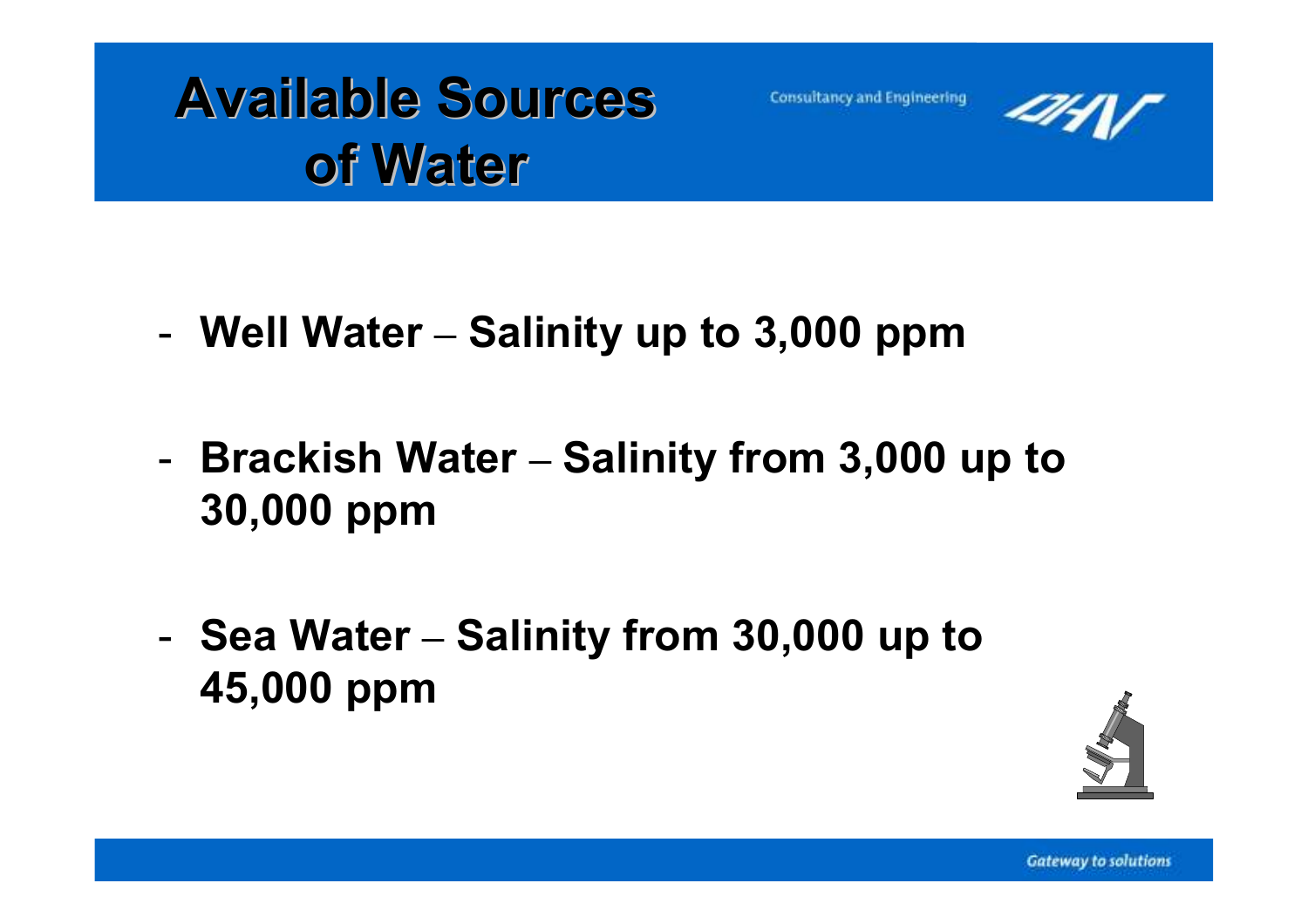# Available Sources of Water

- **Well Water – Salinity up to 3,000 ppm**

- **Brackish Water – Salinity from 3,000 up to 30,000 ppm**

- **Sea Water – Salinity from 30,000 up to 45,000 ppm**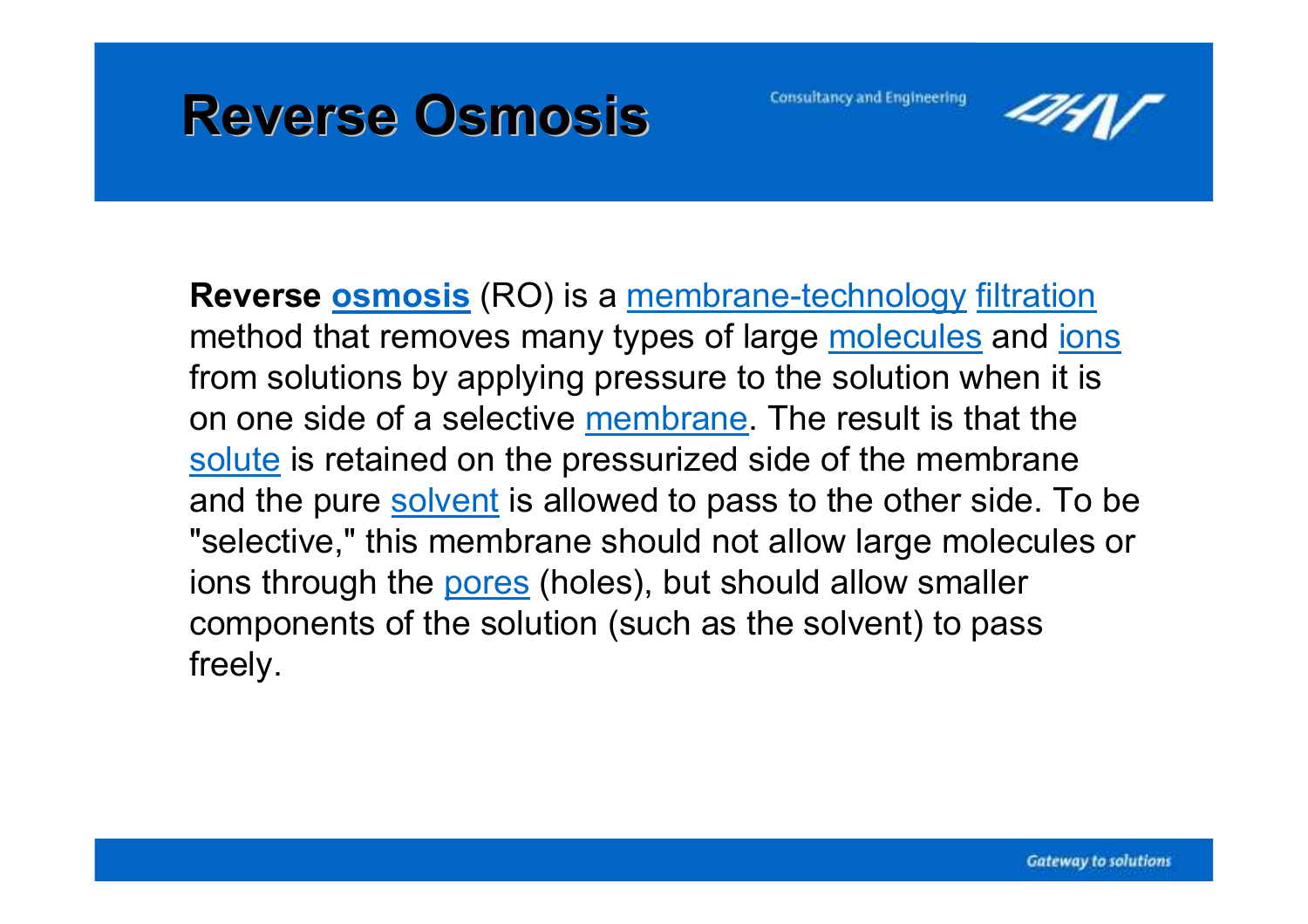# Reverse Osmosis

**Reverse osmosis** (RO) is a membrane-technology filtration method that removes many types of large molecules and ions from solutions by applying pressure to the solution when it is on one side of a selective membrane. The result is that the solute is retained on the pressurized side of the membrane and the pure solvent is allowed to pass to the other side. To be "selective," this membrane should not allow large molecules or ions through the pores (holes), but should allow smaller components of the solution (such as the solvent) to pass freely.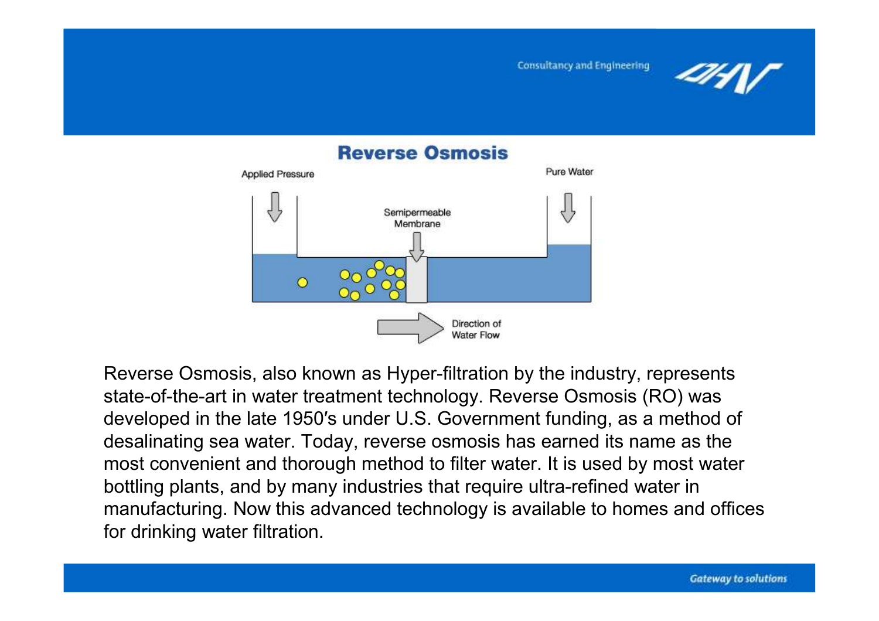## Reverse Osmosis

Applied Pressure

Pure Water

Semipermeable Membrane

Direction of Water Flow

Reverse Osmosis, also known as Hyper-filtration by the industry, represents state-of-the-art in water treatment technology. Reverse Osmosis (RO) was developed in the late 1950′s under U.S. Government funding, as a method of desalinating sea water. Today, reverse osmosis has earned its name as the most convenient and thorough method to filter water. It is used by most water bottling plants, and by many industries that require ultra-refined water in manufacturing. Now this advanced technology is available to homes and offices for drinking water filtration.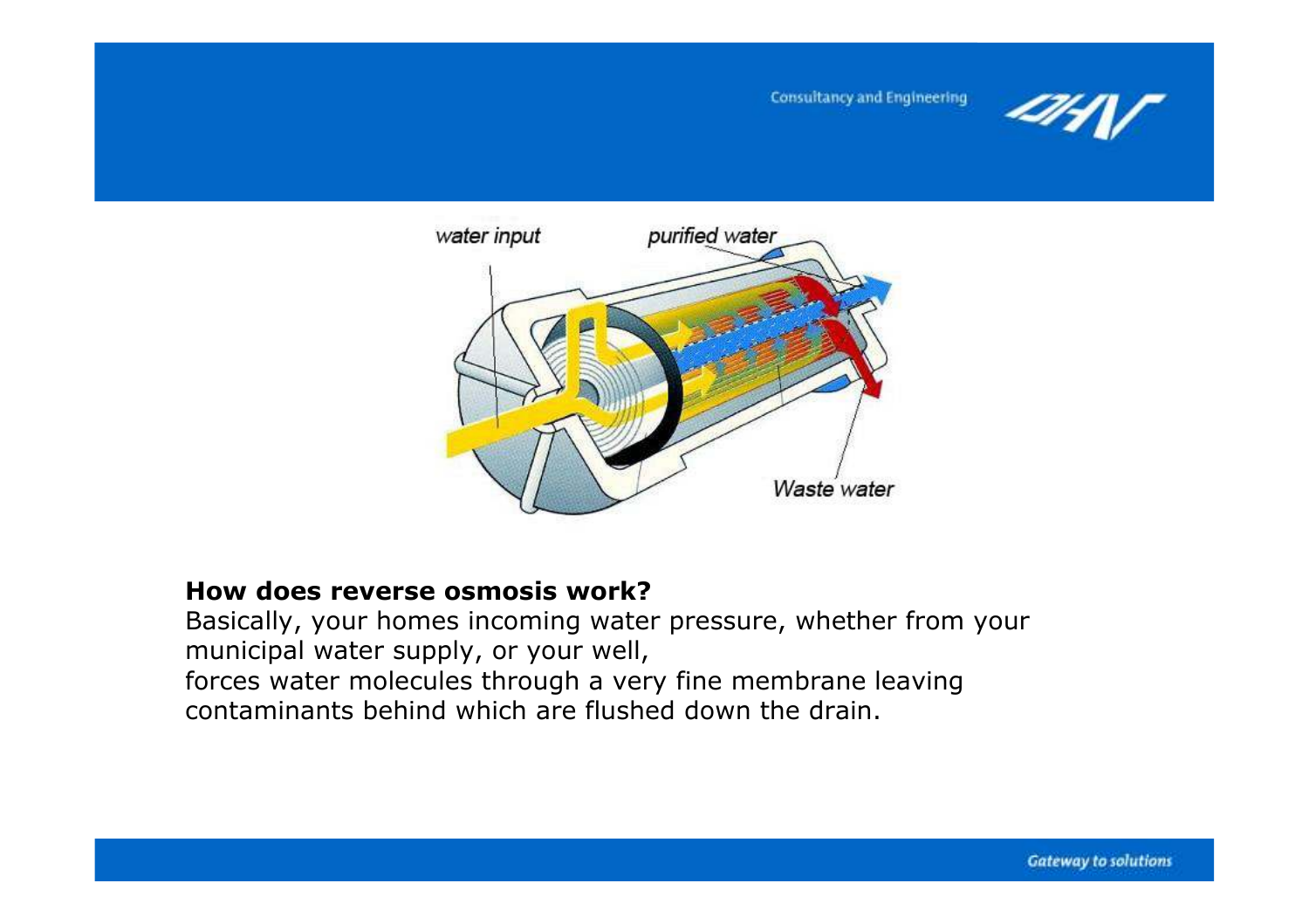**How does reverse osmosis work?**

Basically, your homes incoming water pressure, whether from your municipal water supply, or your well,
forces water molecules through a very fine membrane leaving contaminants behind which are flushed down the drain.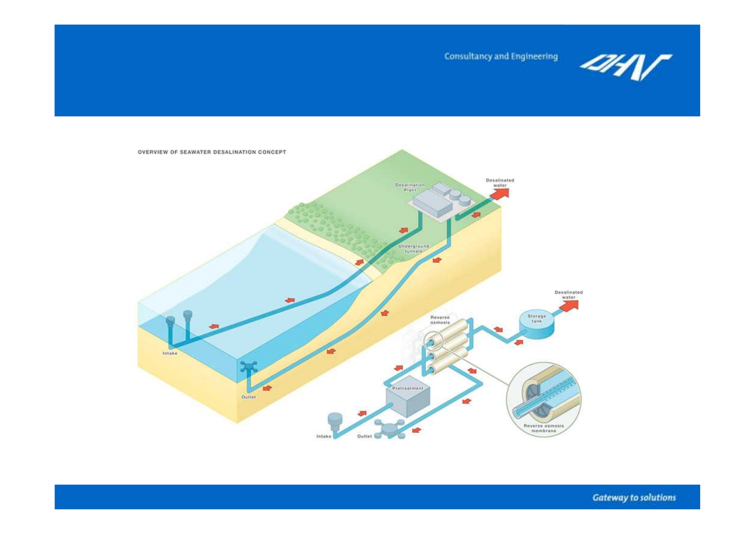Consultancy and Engineering

OVERVIEW OF SEAWATER DESALINATION CONCEPT

Desalination Plant

Desalinated water

Underground tunnels

Intake

Outlet

Reverse osmosis

Storage tank

Desalinated water

Pretreatment

Reverse osmosis membrane

Intake

Outlet

*Gateway to solutions*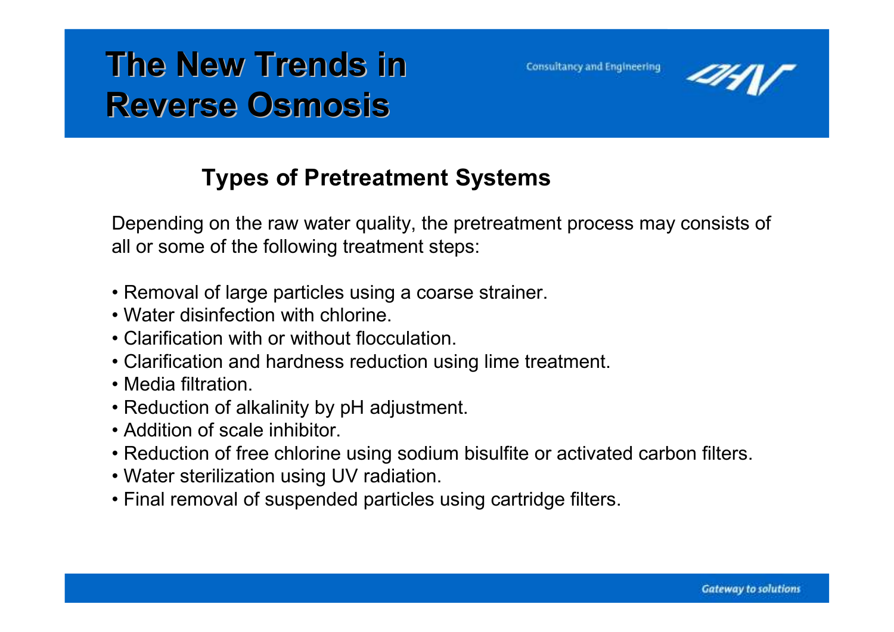# The New Trends in Reverse Osmosis

## Types of Pretreatment Systems

Depending on the raw water quality, the pretreatment process may consists of all or some of the following treatment steps:

- Removal of large particles using a coarse strainer.
- Water disinfection with chlorine.
- Clarification with or without flocculation.
- Clarification and hardness reduction using lime treatment.
- Media filtration.
- Reduction of alkalinity by pH adjustment.
- Addition of scale inhibitor.
- Reduction of free chlorine using sodium bisulfite or activated carbon filters.
- Water sterilization using UV radiation.
- Final removal of suspended particles using cartridge filters.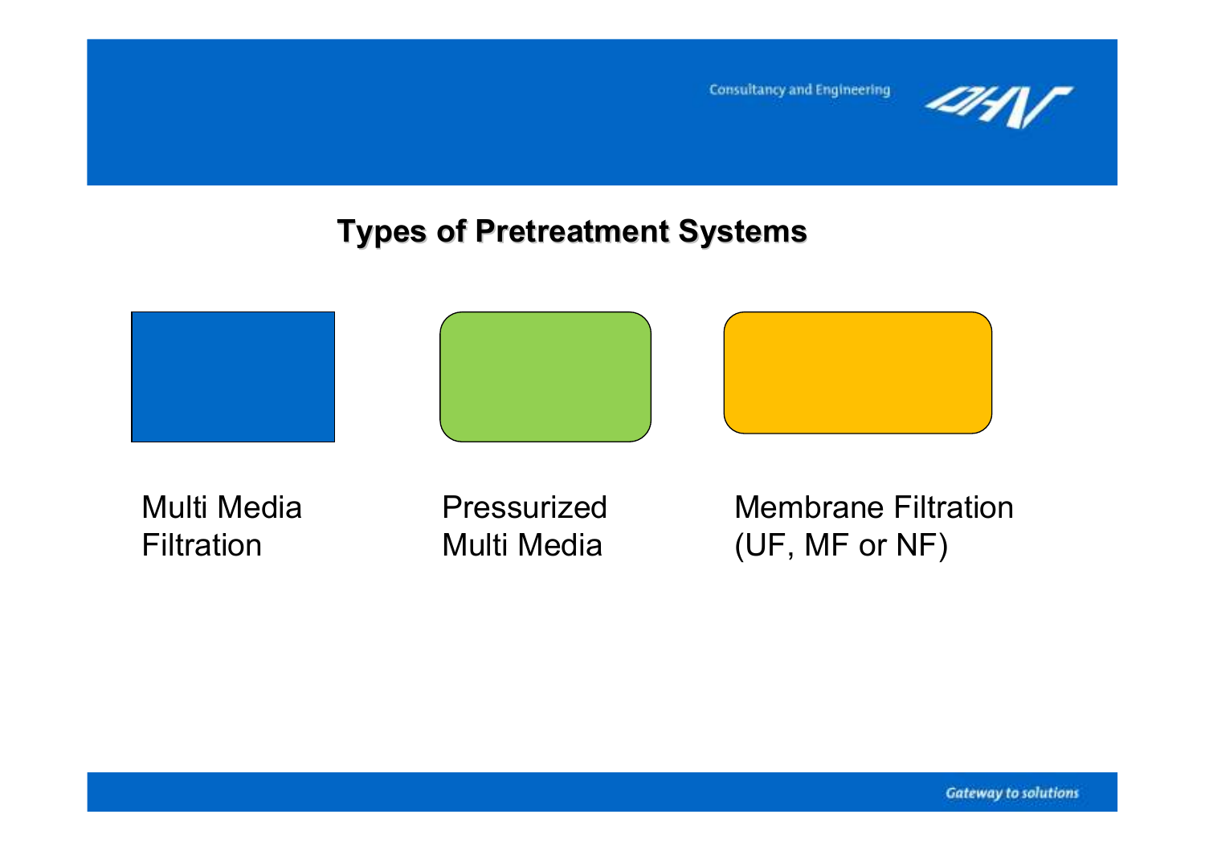## Types of Pretreatment Systems

Multi Media Filtration

Pressurized Multi Media

Membrane Filtration (UF, MF or NF)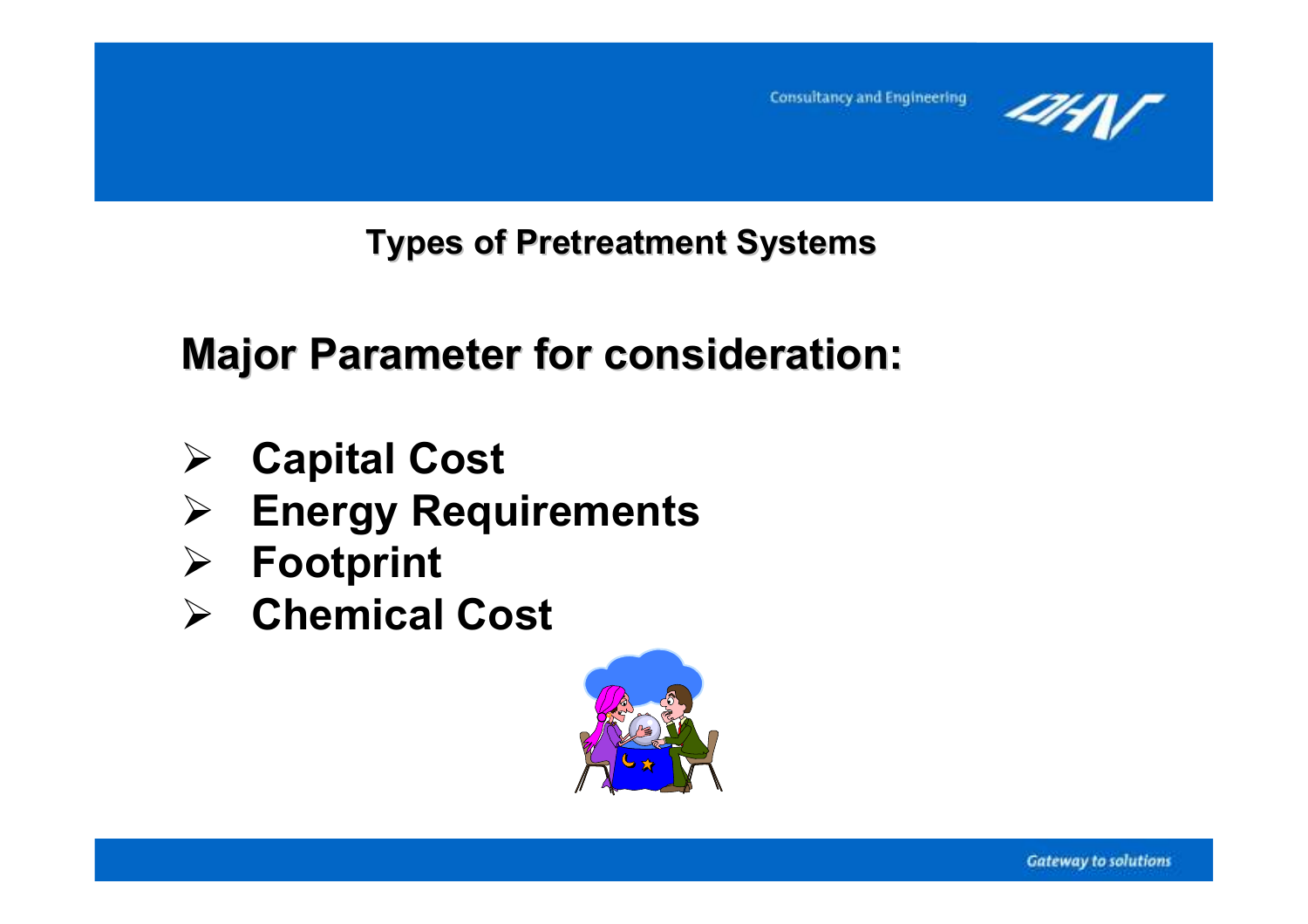## Types of Pretreatment Systems

### Major Parameter for consideration:

- **Capital Cost**
- **Energy Requirements**
- **Footprint**
- **Chemical Cost**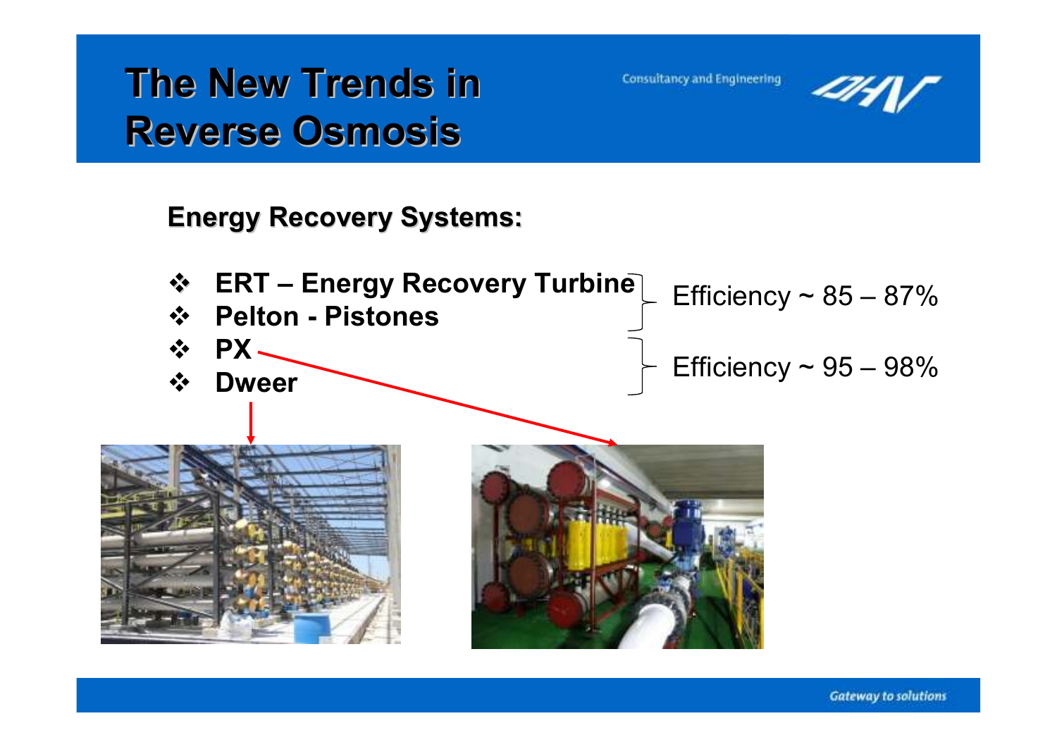# The New Trends in Reverse Osmosis

**Energy Recovery Systems:**

- **ERT – Energy Recovery Turbine**
- **Pelton - Pistones**

Efficiency ~ 85 – 87%

- **PX**
- **Dweer**

Efficiency ~ 95 – 98%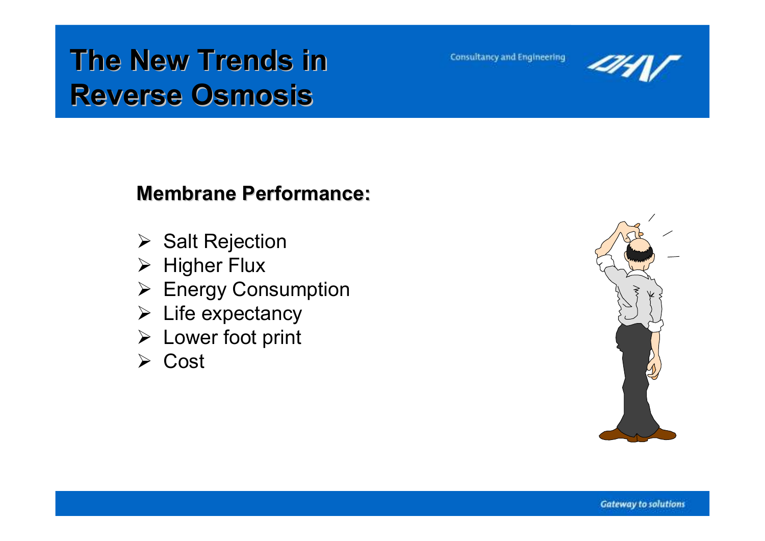# The New Trends in Reverse Osmosis

**Membrane Performance:**

- Salt Rejection
- Higher Flux
- Energy Consumption
- Life expectancy
- Lower foot print
- Cost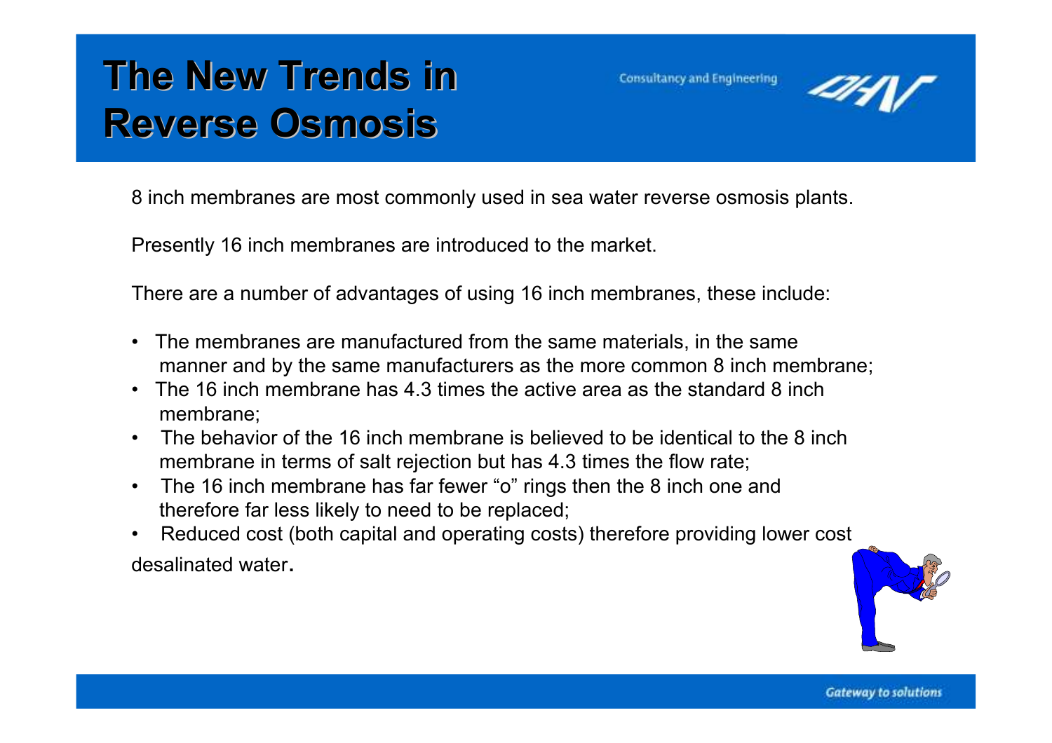# The New Trends in Reverse Osmosis

8 inch membranes are most commonly used in sea water reverse osmosis plants.

Presently 16 inch membranes are introduced to the market.

There are a number of advantages of using 16 inch membranes, these include:

- The membranes are manufactured from the same materials, in the same manner and by the same manufacturers as the more common 8 inch membrane;
- The 16 inch membrane has 4.3 times the active area as the standard 8 inch membrane;
- The behavior of the 16 inch membrane is believed to be identical to the 8 inch membrane in terms of salt rejection but has 4.3 times the flow rate;
- The 16 inch membrane has far fewer "o" rings then the 8 inch one and therefore far less likely to need to be replaced;
- Reduced cost (both capital and operating costs) therefore providing lower cost desalinated water.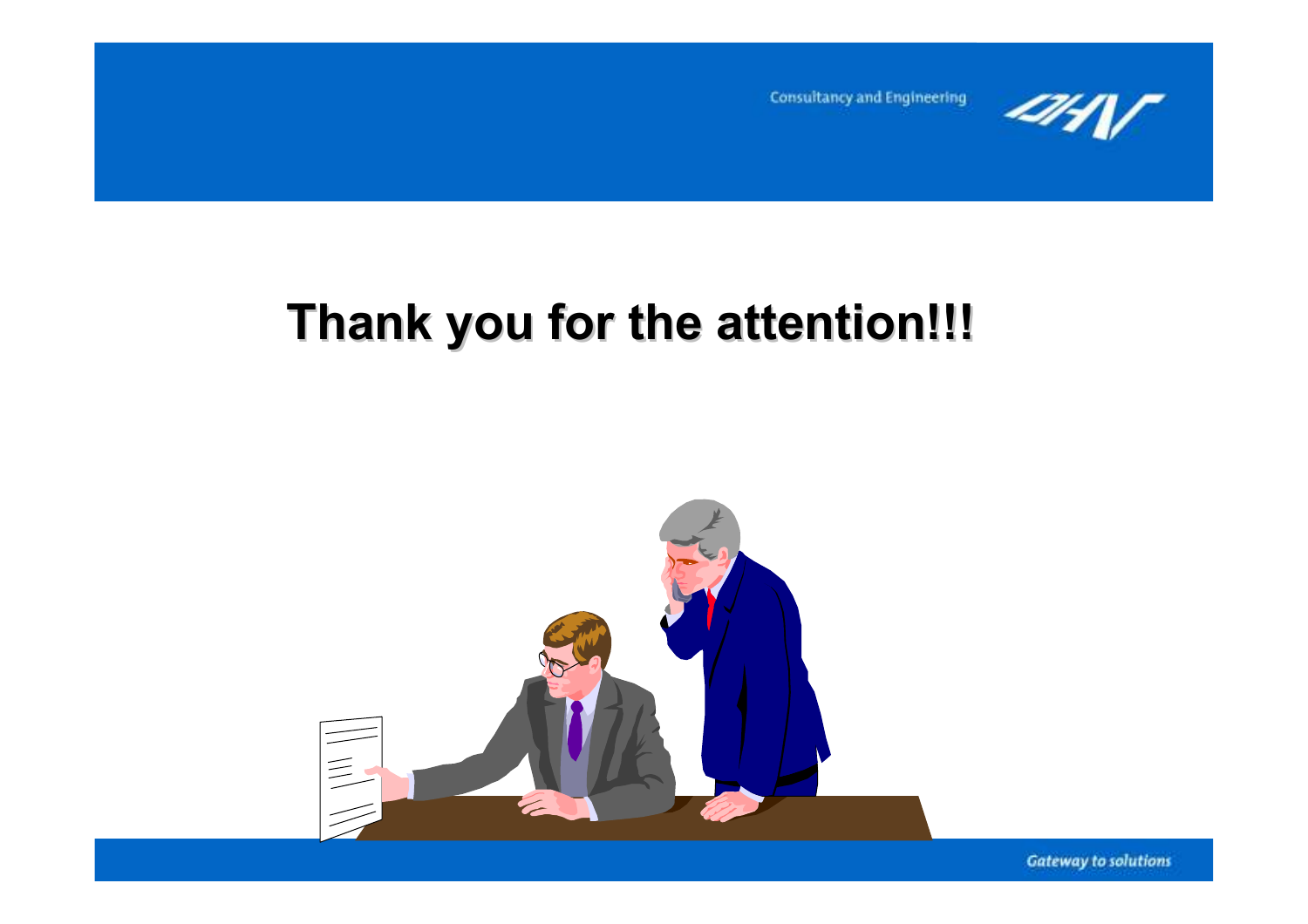# Thank you for the attention!!!